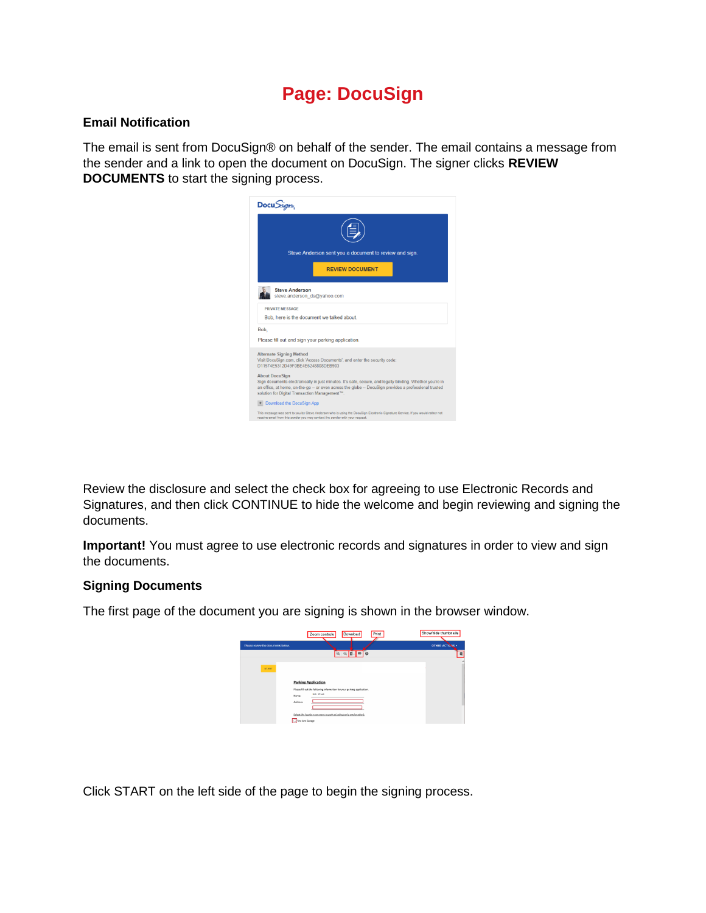# Page: DocuSign

## Email Notification

The email is sent from DocuSign® on behalf of the sender. The email contains a message from the sender and a link to open the document on DocuSign. The signer clicks **REVIEW DOCUMENTS** to start the signing process.

Review the disclosure and select the check box for agreeing to use Electronic Records and Signatures, and then click CONTINUE to hide the welcome and begin reviewing and signing the documents.

**Important!** You must agree to use electronic records and signatures in order to view and sign the documents.

## Signing Documents

The first page of the document you are signing is shown in the browser window.

Click START on the left side of the page to begin the signing process.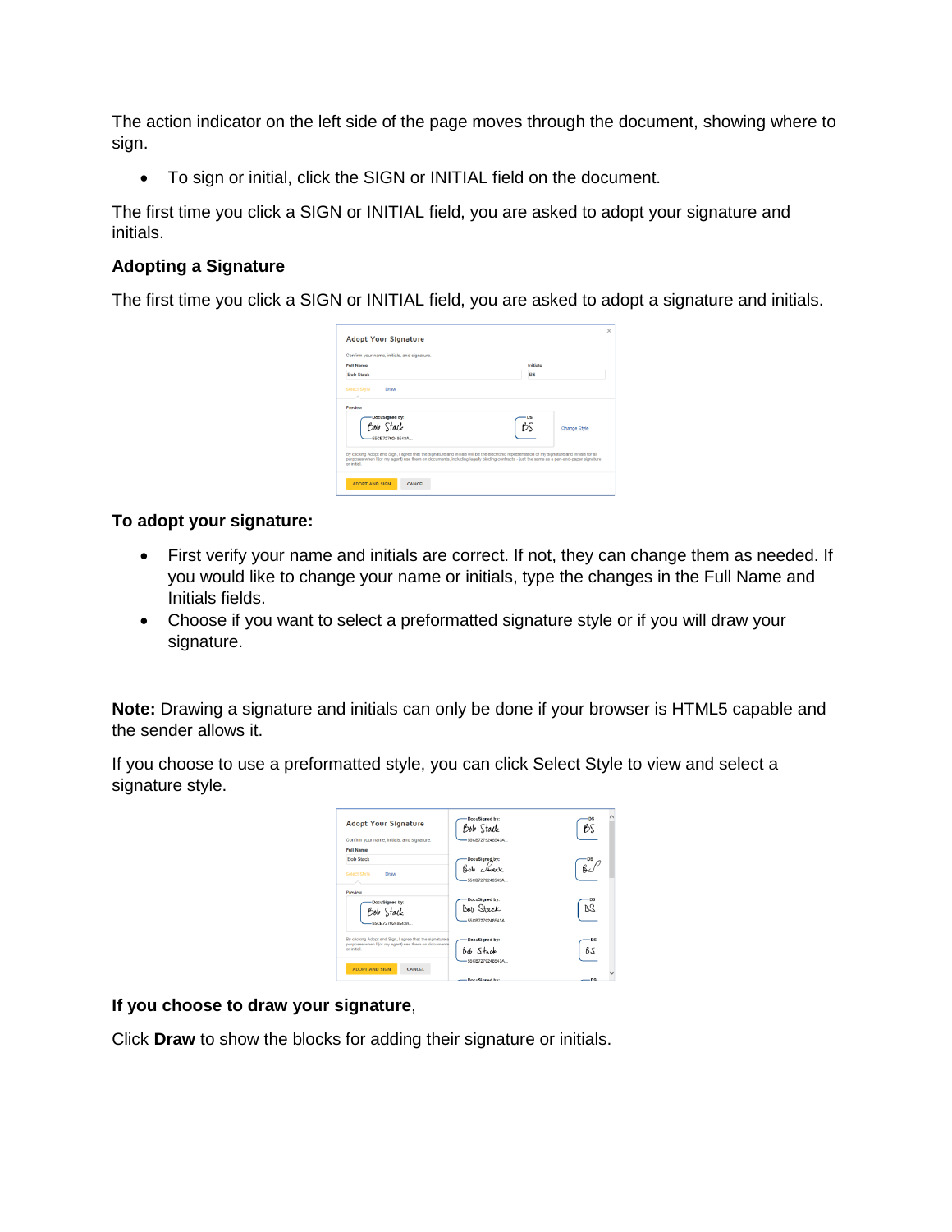The action indicator on the left side of the page moves through the document, showing where to sign.

- To sign or initial, click the SIGN or INITIAL field on the document.

The first time you click a SIGN or INITIAL field, you are asked to adopt your signature and initials.

### Adopting a Signature

The first time you click a SIGN or INITIAL field, you are asked to adopt a signature and initials.

### To adopt your signature:

- First verify your name and initials are correct. If not, they can change them as needed. If you would like to change your name or initials, type the changes in the Full Name and Initials fields.
- Choose if you want to select a preformatted signature style or if you will draw your signature.

**Note:** Drawing a signature and initials can only be done if your browser is HTML5 capable and the sender allows it.

If you choose to use a preformatted style, you can click Select Style to view and select a signature style.

**If you choose to draw your signature**,

Click **Draw** to show the blocks for adding their signature or initials.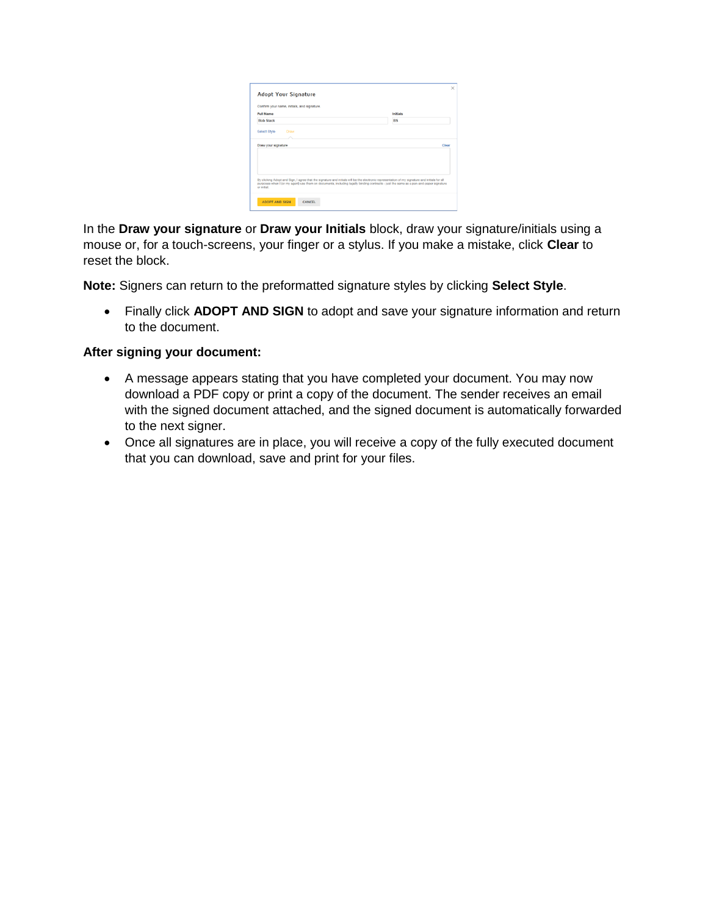In the **Draw your signature** or **Draw your Initials** block, draw your signature/initials using a mouse or, for a touch-screens, your finger or a stylus. If you make a mistake, click **Clear** to reset the block.

**Note:** Signers can return to the preformatted signature styles by clicking **Select Style**.

- Finally click **ADOPT AND SIGN** to adopt and save your signature information and return to the document.

**After signing your document:**

- A message appears stating that you have completed your document. You may now download a PDF copy or print a copy of the document. The sender receives an email with the signed document attached, and the signed document is automatically forwarded to the next signer.
- Once all signatures are in place, you will receive a copy of the fully executed document that you can download, save and print for your files.